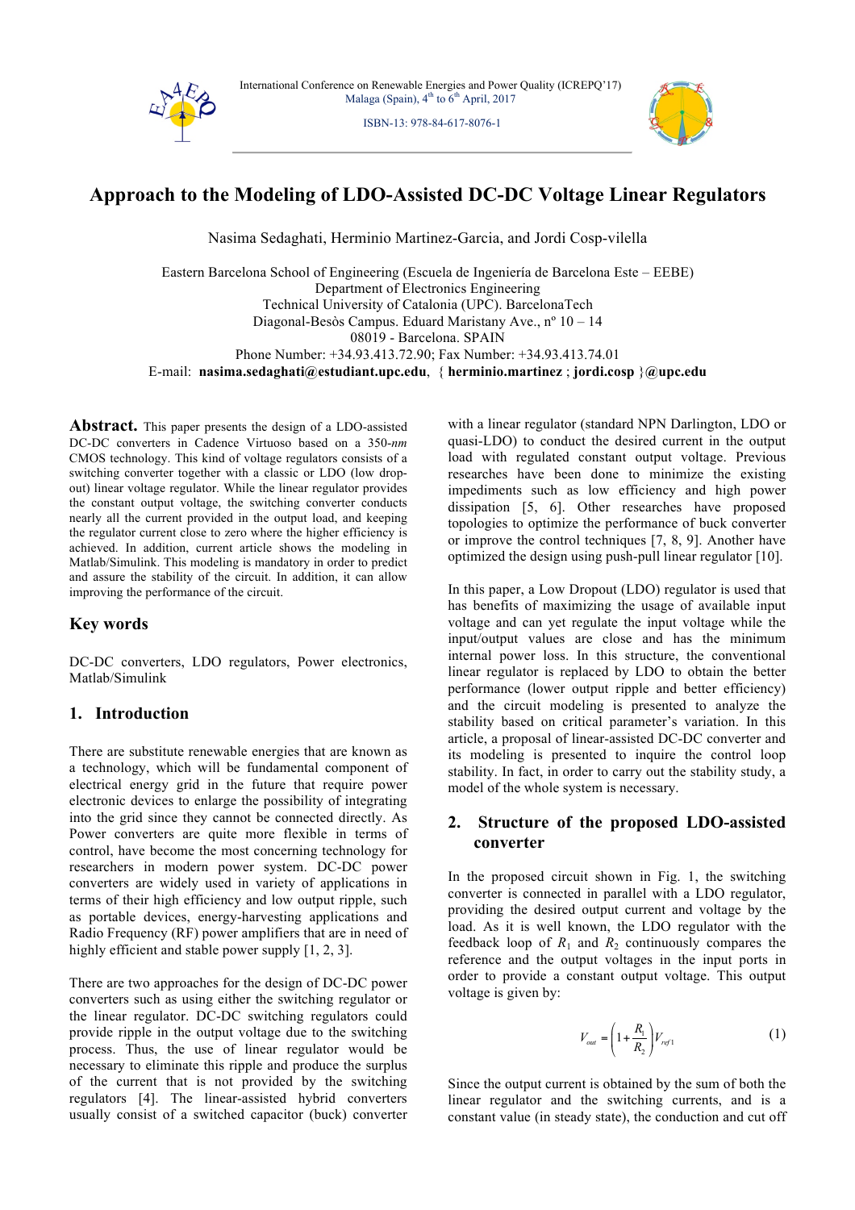# Approach to the Modeling of LDO-Assisted DC-DC Voltage Linear Regulators

Nasima Sedaghati, Herminio Martinez-Garcia, and Jordi Cosp-vilella

Eastern Barcelona School of Engineering (Escuela de Ingeniería de Barcelona Este – EEBE)
Department of Electronics Engineering
Technical University of Catalonia (UPC). BarcelonaTech
Diagonal-Besòs Campus. Eduard Maristany Ave., nº 10 – 14
08019 - Barcelona. SPAIN
Phone Number: +34.93.413.72.90; Fax Number: +34.93.413.74.01
E-mail: **nasima.sedaghati@estudiant.upc.edu**, { **herminio.martinez** ; **jordi.cosp** }**@upc.edu**

**Abstract.** This paper presents the design of a LDO-assisted DC-DC converters in Cadence Virtuoso based on a 350-*nm* CMOS technology. This kind of voltage regulators consists of a switching converter together with a classic or LDO (low drop-out) linear voltage regulator. While the linear regulator provides the constant output voltage, the switching converter conducts nearly all the current provided in the output load, and keeping the regulator current close to zero where the higher efficiency is achieved. In addition, current article shows the modeling in Matlab/Simulink. This modeling is mandatory in order to predict and assure the stability of the circuit. In addition, it can allow improving the performance of the circuit.

## Key words

DC-DC converters, LDO regulators, Power electronics, Matlab/Simulink

## 1. Introduction

There are substitute renewable energies that are known as a technology, which will be fundamental component of electrical energy grid in the future that require power electronic devices to enlarge the possibility of integrating into the grid since they cannot be connected directly. As Power converters are quite more flexible in terms of control, have become the most concerning technology for researchers in modern power system. DC-DC power converters are widely used in variety of applications in terms of their high efficiency and low output ripple, such as portable devices, energy-harvesting applications and Radio Frequency (RF) power amplifiers that are in need of highly efficient and stable power supply [1, 2, 3].

There are two approaches for the design of DC-DC power converters such as using either the switching regulator or the linear regulator. DC-DC switching regulators could provide ripple in the output voltage due to the switching process. Thus, the use of linear regulator would be necessary to eliminate this ripple and produce the surplus of the current that is not provided by the switching regulators [4]. The linear-assisted hybrid converters usually consist of a switched capacitor (buck) converter with a linear regulator (standard NPN Darlington, LDO or quasi-LDO) to conduct the desired current in the output load with regulated constant output voltage. Previous researches have been done to minimize the existing impediments such as low efficiency and high power dissipation [5, 6]. Other researches have proposed topologies to optimize the performance of buck converter or improve the control techniques [7, 8, 9]. Another have optimized the design using push-pull linear regulator [10].

In this paper, a Low Dropout (LDO) regulator is used that has benefits of maximizing the usage of available input voltage and can yet regulate the input voltage while the input/output values are close and has the minimum internal power loss. In this structure, the conventional linear regulator is replaced by LDO to obtain the better performance (lower output ripple and better efficiency) and the circuit modeling is presented to analyze the stability based on critical parameter's variation. In this article, a proposal of linear-assisted DC-DC converter and its modeling is presented to inquire the control loop stability. In fact, in order to carry out the stability study, a model of the whole system is necessary.

## 2. Structure of the proposed LDO-assisted converter

In the proposed circuit shown in Fig. 1, the switching converter is connected in parallel with a LDO regulator, providing the desired output current and voltage by the load. As it is well known, the LDO regulator with the feedback loop of $R_1$ and $R_2$ continuously compares the reference and the output voltages in the input ports in order to provide a constant output voltage. This output voltage is given by:

$$V_{out} = \left(1 + \frac{R_1}{R_2}\right) V_{ref1} \tag{1}$$

Since the output current is obtained by the sum of both the linear regulator and the switching currents, and is a constant value (in steady state), the conduction and cut off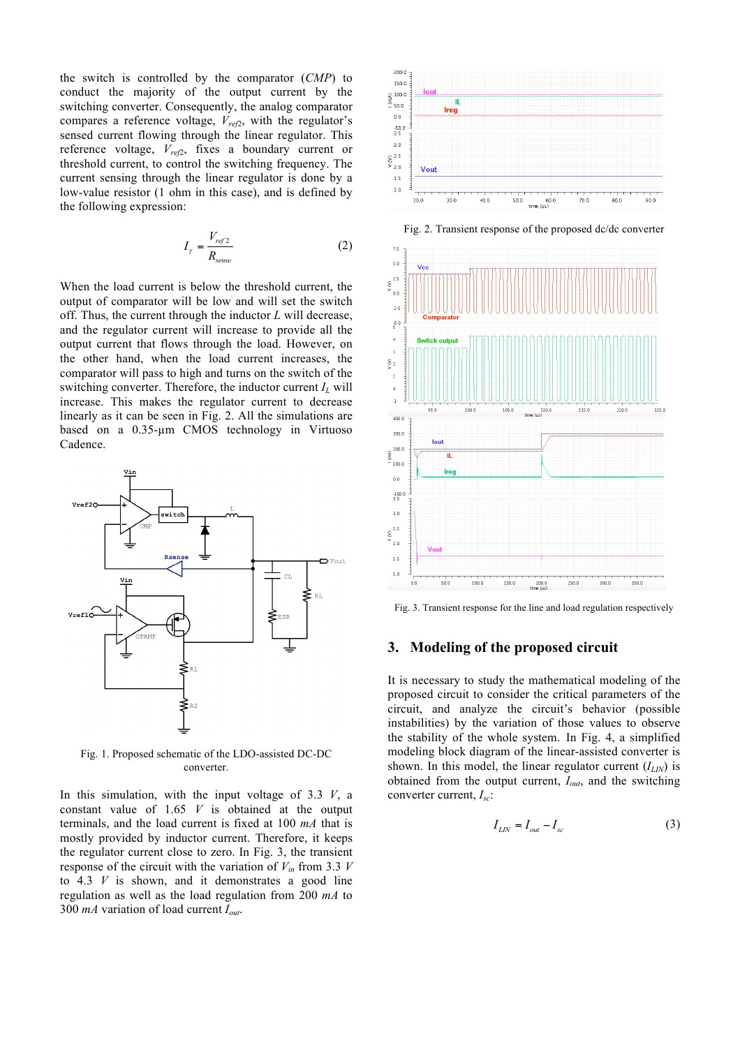the switch is controlled by the comparator (*CMP*) to conduct the majority of the output current by the switching converter. Consequently, the analog comparator compares a reference voltage, $V_{ref2}$, with the regulator's sensed current flowing through the linear regulator. This reference voltage, $V_{ref2}$, fixes a boundary current or threshold current, to control the switching frequency. The current sensing through the linear regulator is done by a low-value resistor (1 ohm in this case), and is defined by the following expression:

$$I_{\gamma} = \frac{V_{ref2}}{R_{sense}} \quad (2)$$

When the load current is below the threshold current, the output of comparator will be low and will set the switch off. Thus, the current through the inductor *L* will decrease, and the regulator current will increase to provide all the output current that flows through the load. However, on the other hand, when the load current increases, the comparator will pass to high and turns on the switch of the switching converter. Therefore, the inductor current $I_L$ will increase. This makes the regulator current to decrease linearly as it can be seen in Fig. 2. All the simulations are based on a 0.35-µm CMOS technology in Virtuoso Cadence.

Fig. 1. Proposed schematic of the LDO-assisted DC-DC converter.

In this simulation, with the input voltage of 3.3 *V*, a constant value of 1.65 *V* is obtained at the output terminals, and the load current is fixed at 100 *mA* that is mostly provided by inductor current. Therefore, it keeps the regulator current close to zero. In Fig. 3, the transient response of the circuit with the variation of $V_{in}$ from 3.3 *V* to 4.3 *V* is shown, and it demonstrates a good line regulation as well as the load regulation from 200 *mA* to 300 *mA* variation of load current $I_{out}$.

Fig. 2. Transient response of the proposed dc/dc converter

Fig. 3. Transient response for the line and load regulation respectively

## 3. Modeling of the proposed circuit

It is necessary to study the mathematical modeling of the proposed circuit to consider the critical parameters of the circuit, and analyze the circuit's behavior (possible instabilities) by the variation of those values to observe the stability of the whole system. In Fig. 4, a simplified modeling block diagram of the linear-assisted converter is shown. In this model, the linear regulator current ($I_{LIN}$) is obtained from the output current, $I_{out}$, and the switching converter current, $I_{sc}$:

$$I_{LIN} = I_{out} - I_{sc} \quad (3)$$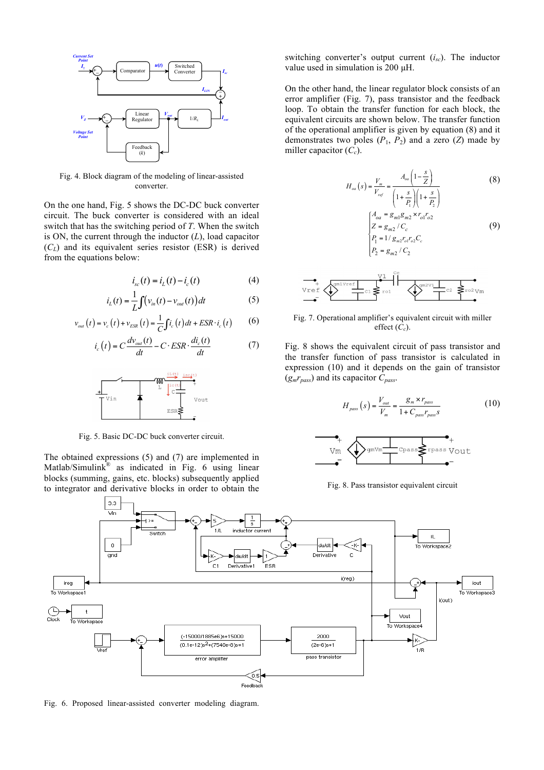Fig. 4. Block diagram of the modeling of linear-assisted converter.

On the one hand, Fig. 5 shows the DC-DC buck converter circuit. The buck converter is considered with an ideal switch that has the switching period of *T*. When the switch is ON, the current through the inductor (*L*), load capacitor ($C_L$) and its equivalent series resistor (ESR) is derived from the equations below:

$$i_{sc}(t) = i_L(t) - i_c(t) \tag{4}$$

$$i_L(t) = \frac{1}{L}\int \left(v_{in}(t) - v_{out}(t)\right)dt \tag{5}$$

$$v_{out}(t) = v_c(t) + v_{ESR}(t) = \frac{1}{C}\int i_c(t)\,dt + ESR \cdot i_c(t) \tag{6}$$

$$i_c(t) = C\frac{dv_{out}(t)}{dt} - C \cdot ESR \cdot \frac{di_c(t)}{dt} \tag{7}$$

Fig. 5. Basic DC-DC buck converter circuit.

The obtained expressions (5) and (7) are implemented in Matlab/Simulink® as indicated in Fig. 6 using linear blocks (summing, gains, etc. blocks) subsequently applied to integrator and derivative blocks in order to obtain the switching converter's output current ($i_{sc}$). The inductor value used in simulation is 200 μH.

On the other hand, the linear regulator block consists of an error amplifier (Fig. 7), pass transistor and the feedback loop. To obtain the transfer function for each block, the equivalent circuits are shown below. The transfer function of the operational amplifier is given by equation (8) and it demonstrates two poles ($P_1$, $P_2$) and a zero ($Z$) made by miller capacitor ($C_c$).

$$H_{oa}(s) = \frac{V_m}{V_{ref}} = \frac{A_{oa}\left(1 - \frac{s}{Z}\right)}{\left(1 + \frac{s}{P_1}\right)\left(1 + \frac{s}{P_2}\right)} \tag{8}$$

$$\begin{cases} A_{oa} = g_{m1} g_{m2} \times r_{o1} r_{o2} \\ Z = g_{m2} / C_c \\ P_1 = 1 / g_{m2} r_{o1} r_{o2} C_c \\ P_2 = g_{m2} / C_2 \end{cases} \tag{9}$$

Fig. 7. Operational amplifier's equivalent circuit with miller effect ($C_c$).

Fig. 8 shows the equivalent circuit of pass transistor and the transfer function of pass transistor is calculated in expression (10) and it depends on the gain of transistor ($g_m r_{pass}$) and its capacitor $C_{pass}$.

$$H_{pass}(s) = \frac{V_{out}}{V_m} = \frac{g_m \times r_{pass}}{1 + C_{pass} r_{pass} s} \tag{10}$$

Fig. 8. Pass transistor equivalent circuit

Fig. 6. Proposed linear-assisted converter modeling diagram.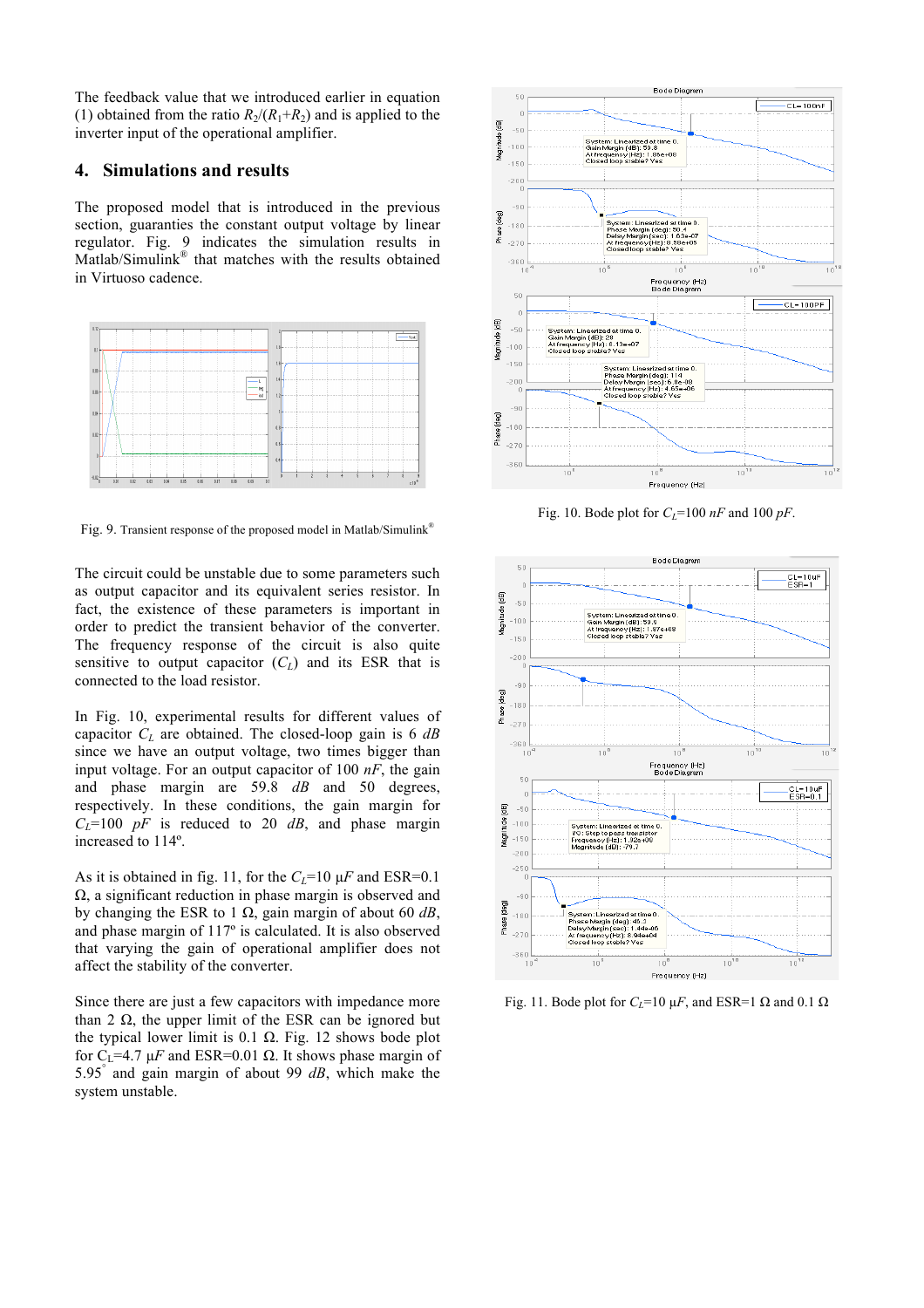The feedback value that we introduced earlier in equation (1) obtained from the ratio $R_2/(R_1+R_2)$ and is applied to the inverter input of the operational amplifier.

## 4. Simulations and results

The proposed model that is introduced in the previous section, guaranties the constant output voltage by linear regulator. Fig. 9 indicates the simulation results in Matlab/Simulink® that matches with the results obtained in Virtuoso cadence.

Fig. 9. Transient response of the proposed model in Matlab/Simulink®

The circuit could be unstable due to some parameters such as output capacitor and its equivalent series resistor. In fact, the existence of these parameters is important in order to predict the transient behavior of the converter. The frequency response of the circuit is also quite sensitive to output capacitor ($C_L$) and its ESR that is connected to the load resistor.

In Fig. 10, experimental results for different values of capacitor $C_L$ are obtained. The closed-loop gain is 6 *dB* since we have an output voltage, two times bigger than input voltage. For an output capacitor of 100 *nF*, the gain and phase margin are 59.8 *dB* and 50 degrees, respectively. In these conditions, the gain margin for $C_L$=100 *pF* is reduced to 20 *dB*, and phase margin increased to 114º.

As it is obtained in fig. 11, for the $C_L$=10 μ*F* and ESR=0.1 Ω, a significant reduction in phase margin is observed and by changing the ESR to 1 Ω, gain margin of about 60 *dB*, and phase margin of 117º is calculated. It is also observed that varying the gain of operational amplifier does not affect the stability of the converter.

Since there are just a few capacitors with impedance more than 2 Ω, the upper limit of the ESR can be ignored but the typical lower limit is 0.1 Ω. Fig. 12 shows bode plot for $C_L$=4.7 μ*F* and ESR=0.01 Ω. It shows phase margin of 5.95° and gain margin of about 99 *dB*, which make the system unstable.

Fig. 10. Bode plot for $C_L$=100 *nF* and 100 *pF*.

Fig. 11. Bode plot for $C_L$=10 μ*F*, and ESR=1 Ω and 0.1 Ω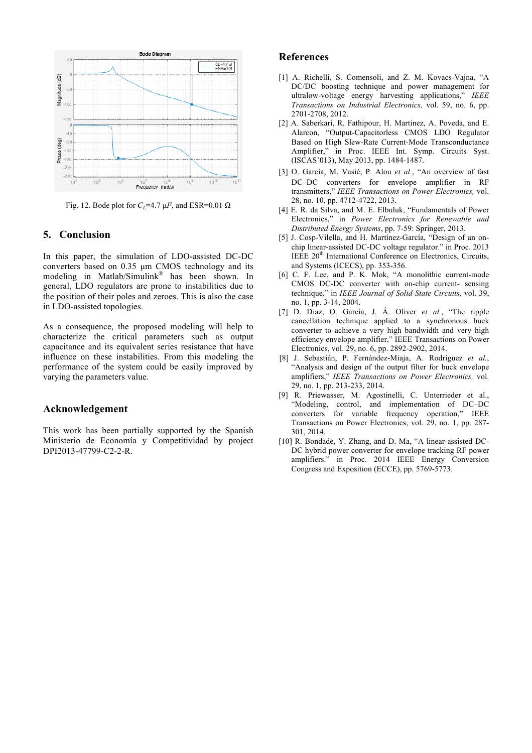Bode Diagram

CL=4.7 uf
ESR=0.01

Magnitude (dB)

50
0
-50
-100
-150

Phase (deg)

0
-45
-90
-135
-180
-225
-270

$10^4$ $10^5$ $10^6$ $10^7$ $10^8$ $10^9$ $10^{10}$ $10^{11}$

Frequency (rad/s)

Fig. 12. Bode plot for $C_L$=4.7 μ*F*, and ESR=0.01 Ω

## 5. Conclusion

In this paper, the simulation of LDO-assisted DC-DC converters based on 0.35 µm CMOS technology and its modeling in Matlab/Simulink® has been shown. In general, LDO regulators are prone to instabilities due to the position of their poles and zeroes. This is also the case in LDO-assisted topologies.

As a consequence, the proposed modeling will help to characterize the critical parameters such as output capacitance and its equivalent series resistance that have influence on these instabilities. From this modeling the performance of the system could be easily improved by varying the parameters value.

## Acknowledgement

This work has been partially supported by the Spanish Ministerio de Economía y Competitividad by project DPI2013-47799-C2-2-R.

## References

[1] A. Richelli, S. Comensoli, and Z. M. Kovacs-Vajna, "A DC/DC boosting technique and power management for ultralow-voltage energy harvesting applications," *IEEE Transactions on Industrial Electronics,* vol. 59, no. 6, pp. 2701-2708, 2012.

[2] A. Saberkari, R. Fathipour, H. Martinez, A. Poveda, and E. Alarcon, "Output-Capacitorless CMOS LDO Regulator Based on High Slew-Rate Current-Mode Transconductance Amplifier," in Proc. IEEE Int. Symp. Circuits Syst. (ISCAS'013), May 2013, pp. 1484-1487.

[3] O. García, M. Vasić, P. Alou *et al.*, "An overview of fast DC–DC converters for envelope amplifier in RF transmitters," *IEEE Transactions on Power Electronics,* vol. 28, no. 10, pp. 4712-4722, 2013.

[4] E. R. da Silva, and M. E. Elbuluk, "Fundamentals of Power Electronics," in *Power Electronics for Renewable and Distributed Energy Systems*, pp. 7-59: Springer, 2013.

[5] J. Cosp-Vilella, and H. Martínez-García, "Design of an on-chip linear-assisted DC-DC voltage regulator." in Proc. 2013 IEEE 20th International Conference on Electronics, Circuits, and Systems (ICECS), pp. 353-356.

[6] C. F. Lee, and P. K. Mok, "A monolithic current-mode CMOS DC-DC converter with on-chip current- sensing technique," in *IEEE Journal of Solid-State Circuits,* vol. 39, no. 1, pp. 3-14, 2004.

[7] D. Diaz, O. Garcia, J. Á. Oliver *et al.*, "The ripple cancellation technique applied to a synchronous buck converter to achieve a very high bandwidth and very high efficiency envelope amplifier," IEEE Transactions on Power Electronics, vol. 29, no. 6, pp. 2892-2902, 2014.

[8] J. Sebastián, P. Fernández-Miaja, A. Rodríguez *et al.*, "Analysis and design of the output filter for buck envelope amplifiers," *IEEE Transactions on Power Electronics,* vol. 29, no. 1, pp. 213-233, 2014.

[9] R. Priewasser, M. Agostinelli, C. Unterrieder et al., "Modeling, control, and implementation of DC–DC converters for variable frequency operation," IEEE Transactions on Power Electronics, vol. 29, no. 1, pp. 287-301, 2014.

[10] R. Bondade, Y. Zhang, and D. Ma, "A linear-assisted DC-DC hybrid power converter for envelope tracking RF power amplifiers." in Proc. 2014 IEEE Energy Conversion Congress and Exposition (ECCE), pp. 5769-5773.